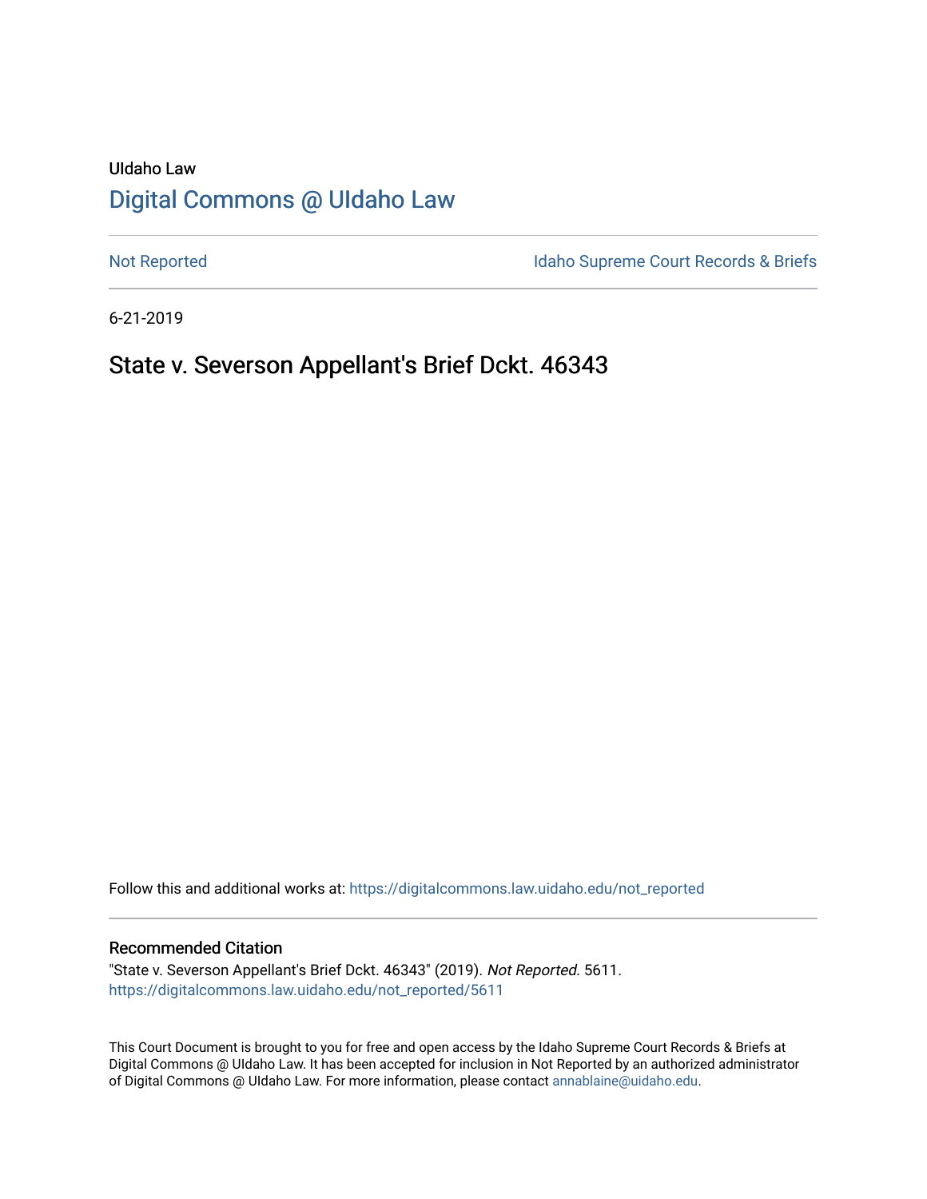UIdaho Law

# Digital Commons @ UIdaho Law

Not Reported

Idaho Supreme Court Records & Briefs

6-21-2019

## State v. Severson Appellant's Brief Dckt. 46343

Follow this and additional works at: https://digitalcommons.law.uidaho.edu/not_reported

### Recommended Citation

"State v. Severson Appellant's Brief Dckt. 46343" (2019). *Not Reported*. 5611.
https://digitalcommons.law.uidaho.edu/not_reported/5611

This Court Document is brought to you for free and open access by the Idaho Supreme Court Records & Briefs at Digital Commons @ UIdaho Law. It has been accepted for inclusion in Not Reported by an authorized administrator of Digital Commons @ UIdaho Law. For more information, please contact annablaine@uidaho.edu.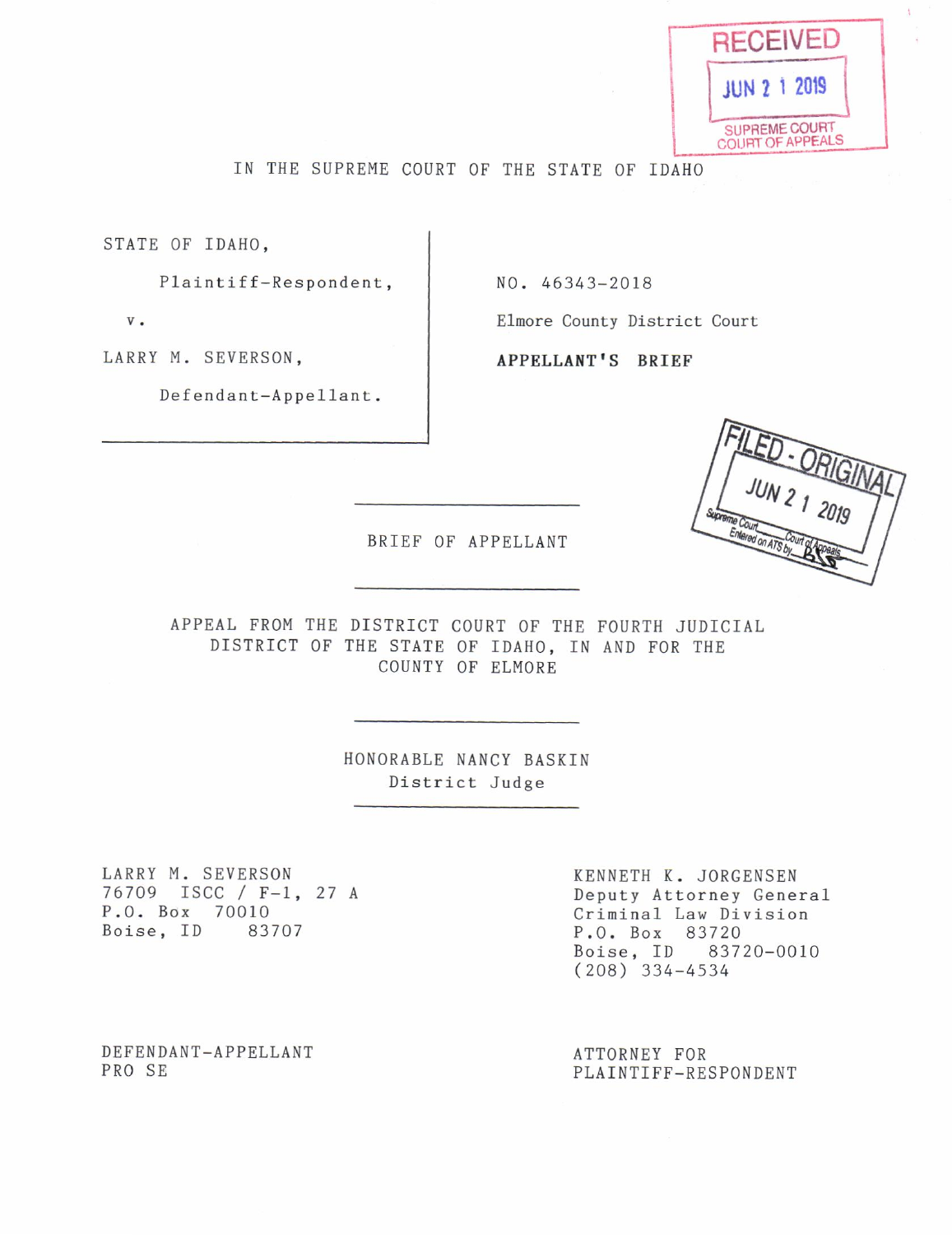RECEIVED

JUN 2 1 2019

SUPREME COURT
COURT OF APPEALS

IN THE SUPREME COURT OF THE STATE OF IDAHO

| | |
|---|---|
| STATE OF IDAHO,<br>Plaintiff-Respondent,<br>v.<br>LARRY M. SEVERSON,<br>Defendant-Appellant. | NO. 46343-2018<br>Elmore County District Court<br>**APPELLANT'S BRIEF** |

FILED - ORIGINAL
JUN 2 1 2019
Supreme Court ___ Court of Appeals ___
Entered on ATS by BS

BRIEF OF APPELLANT

APPEAL FROM THE DISTRICT COURT OF THE FOURTH JUDICIAL DISTRICT OF THE STATE OF IDAHO, IN AND FOR THE COUNTY OF ELMORE

HONORABLE NANCY BASKIN
District Judge

| | |
|---|---|
| LARRY M. SEVERSON<br>76709 ISCC / F-1, 27 A<br>P.O. Box 70010<br>Boise, ID 83707 | KENNETH K. JORGENSEN<br>Deputy Attorney General<br>Criminal Law Division<br>P.O. Box 83720<br>Boise, ID 83720-0010<br>(208) 334-4534 |
| DEFENDANT-APPELLANT<br>PRO SE | ATTORNEY FOR<br>PLAINTIFF-RESPONDENT |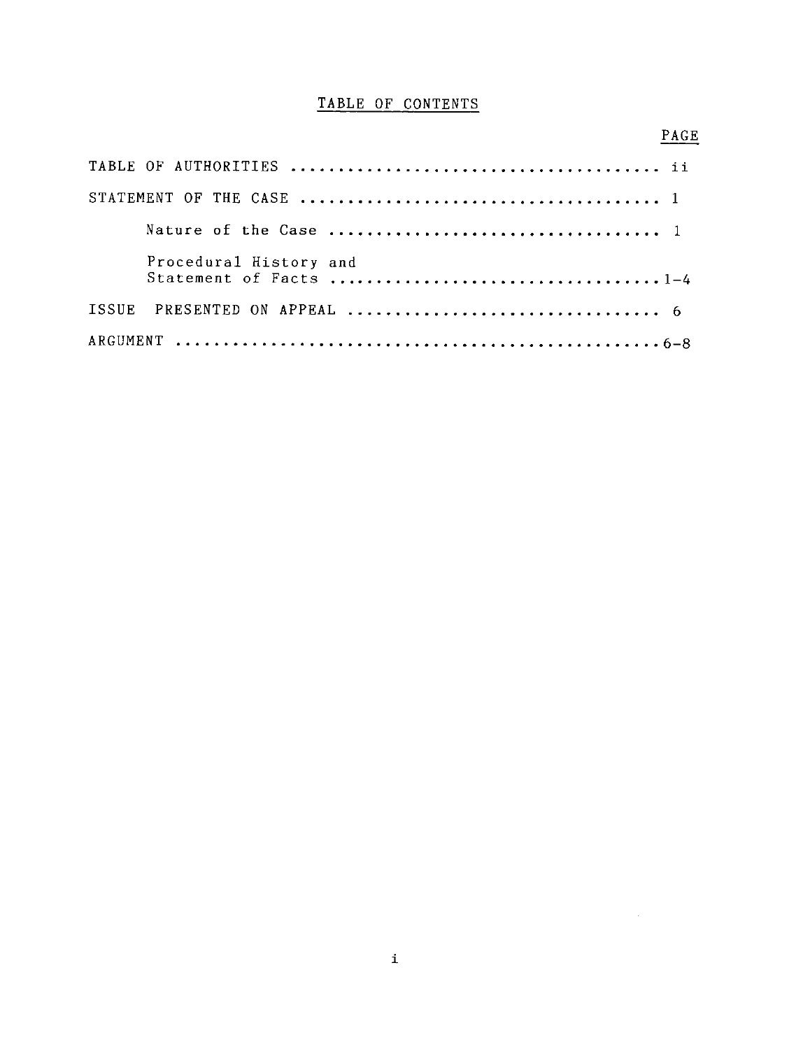# TABLE OF CONTENTS

| | PAGE |
|---|---|
| TABLE OF AUTHORITIES | ii |
| STATEMENT OF THE CASE | 1 |
| Nature of the Case | 1 |
| Procedural History and Statement of Facts | 1-4 |
| ISSUE PRESENTED ON APPEAL | 6 |
| ARGUMENT | 6-8 |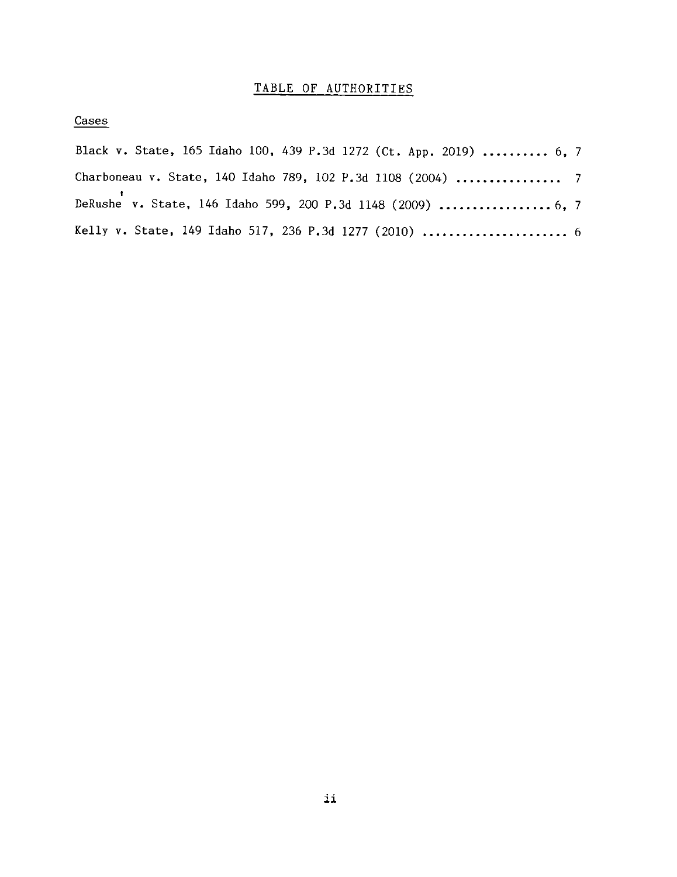# TABLE OF AUTHORITIES

## Cases

Black v. State, 165 Idaho 100, 439 P.3d 1272 (Ct. App. 2019) .......... 6, 7

Charboneau v. State, 140 Idaho 789, 102 P.3d 1108 (2004) ................ 7

DeRushe v. State, 146 Idaho 599, 200 P.3d 1148 (2009) ................. 6, 7

Kelly v. State, 149 Idaho 517, 236 P.3d 1277 (2010) ...................... 6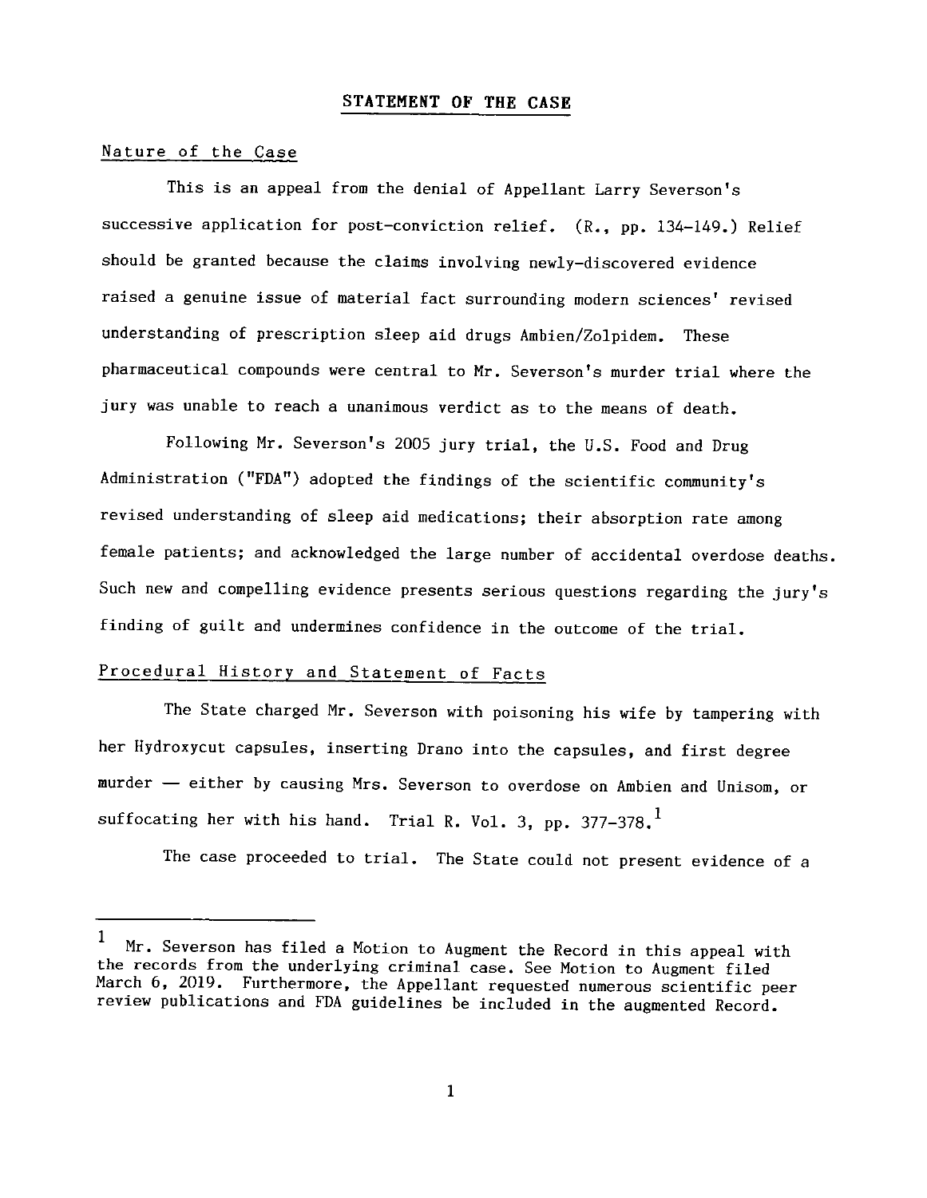## STATEMENT OF THE CASE

### Nature of the Case

This is an appeal from the denial of Appellant Larry Severson's successive application for post-conviction relief. (R., pp. 134-149.) Relief should be granted because the claims involving newly-discovered evidence raised a genuine issue of material fact surrounding modern sciences' revised understanding of prescription sleep aid drugs Ambien/Zolpidem. These pharmaceutical compounds were central to Mr. Severson's murder trial where the jury was unable to reach a unanimous verdict as to the means of death.

Following Mr. Severson's 2005 jury trial, the U.S. Food and Drug Administration ("FDA") adopted the findings of the scientific community's revised understanding of sleep aid medications; their absorption rate among female patients; and acknowledged the large number of accidental overdose deaths. Such new and compelling evidence presents serious questions regarding the jury's finding of guilt and undermines confidence in the outcome of the trial.

### Procedural History and Statement of Facts

The State charged Mr. Severson with poisoning his wife by tampering with her Hydroxycut capsules, inserting Drano into the capsules, and first degree murder — either by causing Mrs. Severson to overdose on Ambien and Unisom, or suffocating her with his hand. Trial R. Vol. 3, pp. 377-378.[1]

The case proceeded to trial. The State could not present evidence of a

---

[1] Mr. Severson has filed a Motion to Augment the Record in this appeal with the records from the underlying criminal case. See Motion to Augment filed March 6, 2019. Furthermore, the Appellant requested numerous scientific peer review publications and FDA guidelines be included in the augmented Record.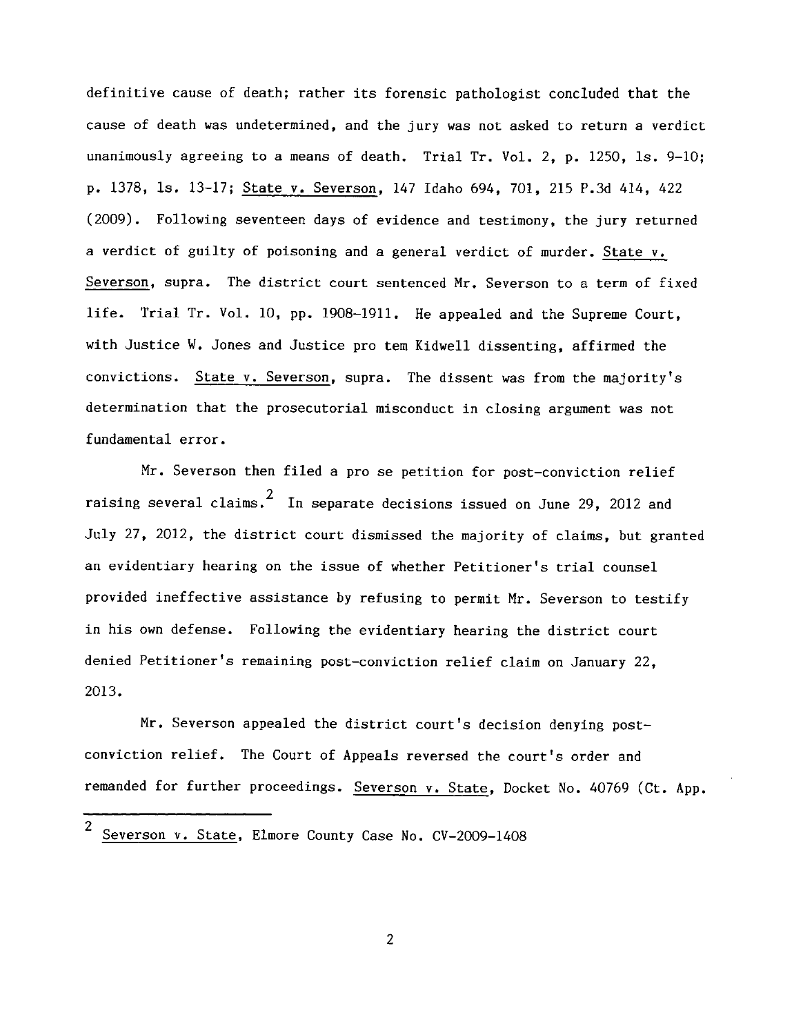definitive cause of death; rather its forensic pathologist concluded that the cause of death was undetermined, and the jury was not asked to return a verdict unanimously agreeing to a means of death. Trial Tr. Vol. 2, p. 1250, ls. 9-10; p. 1378, ls. 13-17; State v. Severson, 147 Idaho 694, 701, 215 P.3d 414, 422 (2009). Following seventeen days of evidence and testimony, the jury returned a verdict of guilty of poisoning and a general verdict of murder. State v. Severson, supra. The district court sentenced Mr. Severson to a term of fixed life. Trial Tr. Vol. 10, pp. 1908-1911. He appealed and the Supreme Court, with Justice W. Jones and Justice pro tem Kidwell dissenting, affirmed the convictions. State v. Severson, supra. The dissent was from the majority's determination that the prosecutorial misconduct in closing argument was not fundamental error.

Mr. Severson then filed a pro se petition for post-conviction relief raising several claims.[2] In separate decisions issued on June 29, 2012 and July 27, 2012, the district court dismissed the majority of claims, but granted an evidentiary hearing on the issue of whether Petitioner's trial counsel provided ineffective assistance by refusing to permit Mr. Severson to testify in his own defense. Following the evidentiary hearing the district court denied Petitioner's remaining post-conviction relief claim on January 22, 2013.

Mr. Severson appealed the district court's decision denying post-conviction relief. The Court of Appeals reversed the court's order and remanded for further proceedings. Severson v. State, Docket No. 40769 (Ct. App.

---

[2] Severson v. State, Elmore County Case No. CV-2009-1408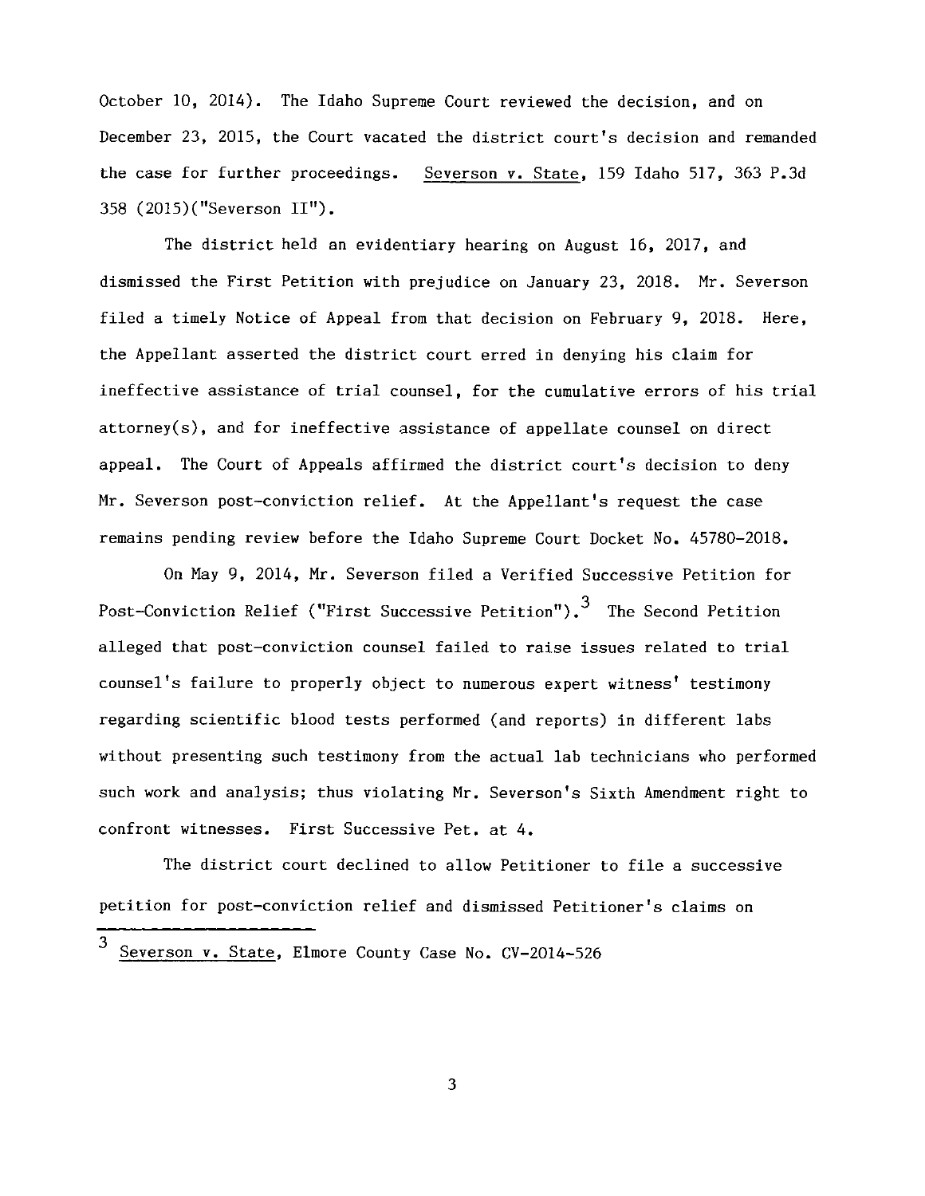October 10, 2014). The Idaho Supreme Court reviewed the decision, and on December 23, 2015, the Court vacated the district court's decision and remanded the case for further proceedings. Severson v. State, 159 Idaho 517, 363 P.3d 358 (2015)("Severson II").

The district held an evidentiary hearing on August 16, 2017, and dismissed the First Petition with prejudice on January 23, 2018. Mr. Severson filed a timely Notice of Appeal from that decision on February 9, 2018. Here, the Appellant asserted the district court erred in denying his claim for ineffective assistance of trial counsel, for the cumulative errors of his trial attorney(s), and for ineffective assistance of appellate counsel on direct appeal. The Court of Appeals affirmed the district court's decision to deny Mr. Severson post-conviction relief. At the Appellant's request the case remains pending review before the Idaho Supreme Court Docket No. 45780-2018.

On May 9, 2014, Mr. Severson filed a Verified Successive Petition for Post-Conviction Relief ("First Successive Petition").[3] The Second Petition alleged that post-conviction counsel failed to raise issues related to trial counsel's failure to properly object to numerous expert witness' testimony regarding scientific blood tests performed (and reports) in different labs without presenting such testimony from the actual lab technicians who performed such work and analysis; thus violating Mr. Severson's Sixth Amendment right to confront witnesses. First Successive Pet. at 4.

The district court declined to allow Petitioner to file a successive petition for post-conviction relief and dismissed Petitioner's claims on

---

[3] Severson v. State, Elmore County Case No. CV-2014-526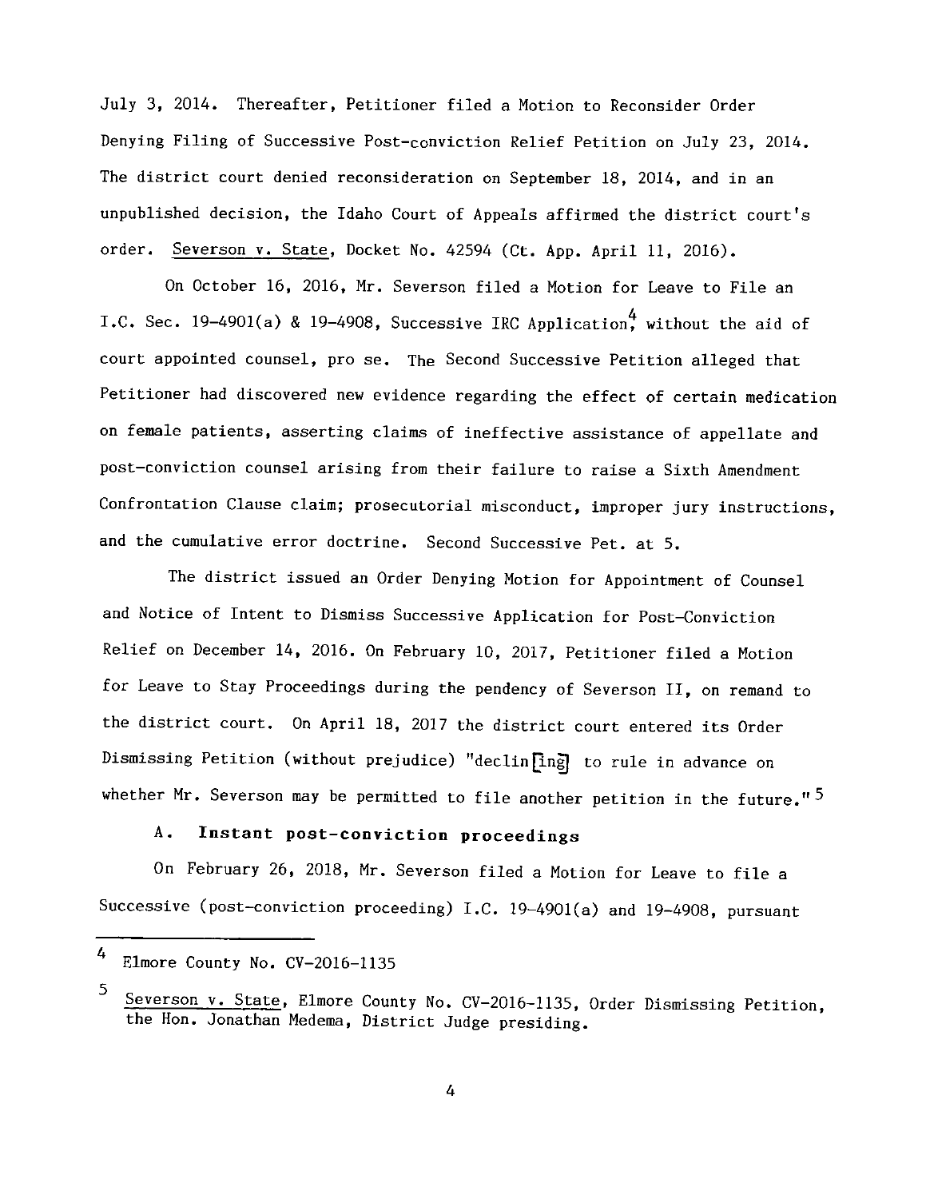July 3, 2014. Thereafter, Petitioner filed a Motion to Reconsider Order Denying Filing of Successive Post-conviction Relief Petition on July 23, 2014. The district court denied reconsideration on September 18, 2014, and in an unpublished decision, the Idaho Court of Appeals affirmed the district court's order. Severson v. State, Docket No. 42594 (Ct. App. April 11, 2016).

On October 16, 2016, Mr. Severson filed a Motion for Leave to File an I.C. Sec. 19-4901(a) & 19-4908, Successive IRC Application[4] without the aid of court appointed counsel, pro se. The Second Successive Petition alleged that Petitioner had discovered new evidence regarding the effect of certain medication on female patients, asserting claims of ineffective assistance of appellate and post-conviction counsel arising from their failure to raise a Sixth Amendment Confrontation Clause claim; prosecutorial misconduct, improper jury instructions, and the cumulative error doctrine. Second Successive Pet. at 5.

The district issued an Order Denying Motion for Appointment of Counsel and Notice of Intent to Dismiss Successive Application for Post-Conviction Relief on December 14, 2016. On February 10, 2017, Petitioner filed a Motion for Leave to Stay Proceedings during the pendency of Severson II, on remand to the district court. On April 18, 2017 the district court entered its Order Dismissing Petition (without prejudice) "declin[ing] to rule in advance on whether Mr. Severson may be permitted to file another petition in the future."[5]

### A. Instant post-conviction proceedings

On February 26, 2018, Mr. Severson filed a Motion for Leave to file a Successive (post-conviction proceeding) I.C. 19-4901(a) and 19-4908, pursuant

---

[4] Elmore County No. CV-2016-1135

[5] Severson v. State, Elmore County No. CV-2016-1135, Order Dismissing Petition, the Hon. Jonathan Medema, District Judge presiding.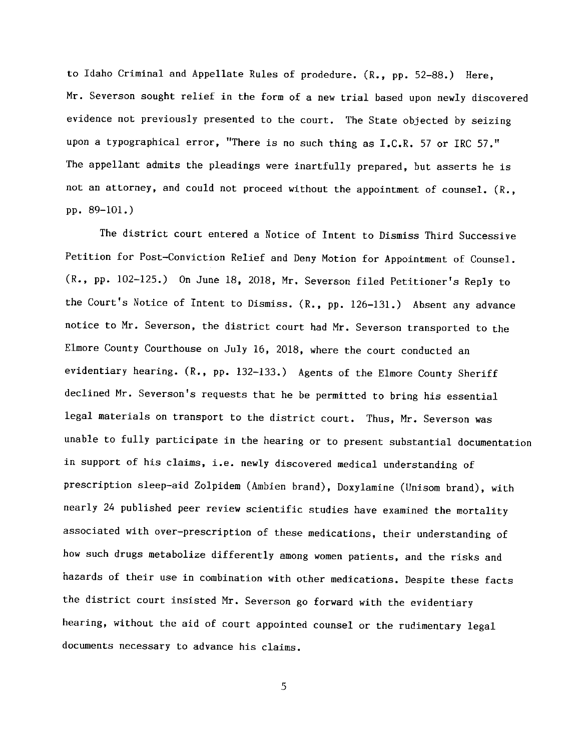to Idaho Criminal and Appellate Rules of prodedure. (R., pp. 52-88.) Here, Mr. Severson sought relief in the form of a new trial based upon newly discovered evidence not previously presented to the court. The State objected by seizing upon a typographical error, "There is no such thing as I.C.R. 57 or IRC 57." The appellant admits the pleadings were inartfully prepared, but asserts he is not an attorney, and could not proceed without the appointment of counsel. (R., pp. 89-101.)

The district court entered a Notice of Intent to Dismiss Third Successive Petition for Post-Conviction Relief and Deny Motion for Appointment of Counsel. (R., pp. 102-125.) On June 18, 2018, Mr. Severson filed Petitioner's Reply to the Court's Notice of Intent to Dismiss. (R., pp. 126-131.) Absent any advance notice to Mr. Severson, the district court had Mr. Severson transported to the Elmore County Courthouse on July 16, 2018, where the court conducted an evidentiary hearing. (R., pp. 132-133.) Agents of the Elmore County Sheriff declined Mr. Severson's requests that he be permitted to bring his essential legal materials on transport to the district court. Thus, Mr. Severson was unable to fully participate in the hearing or to present substantial documentation in support of his claims, i.e. newly discovered medical understanding of prescription sleep-aid Zolpidem (Ambien brand), Doxylamine (Unisom brand), with nearly 24 published peer review scientific studies have examined the mortality associated with over-prescription of these medications, their understanding of how such drugs metabolize differently among women patients, and the risks and hazards of their use in combination with other medications. Despite these facts the district court insisted Mr. Severson go forward with the evidentiary hearing, without the aid of court appointed counsel or the rudimentary legal documents necessary to advance his claims.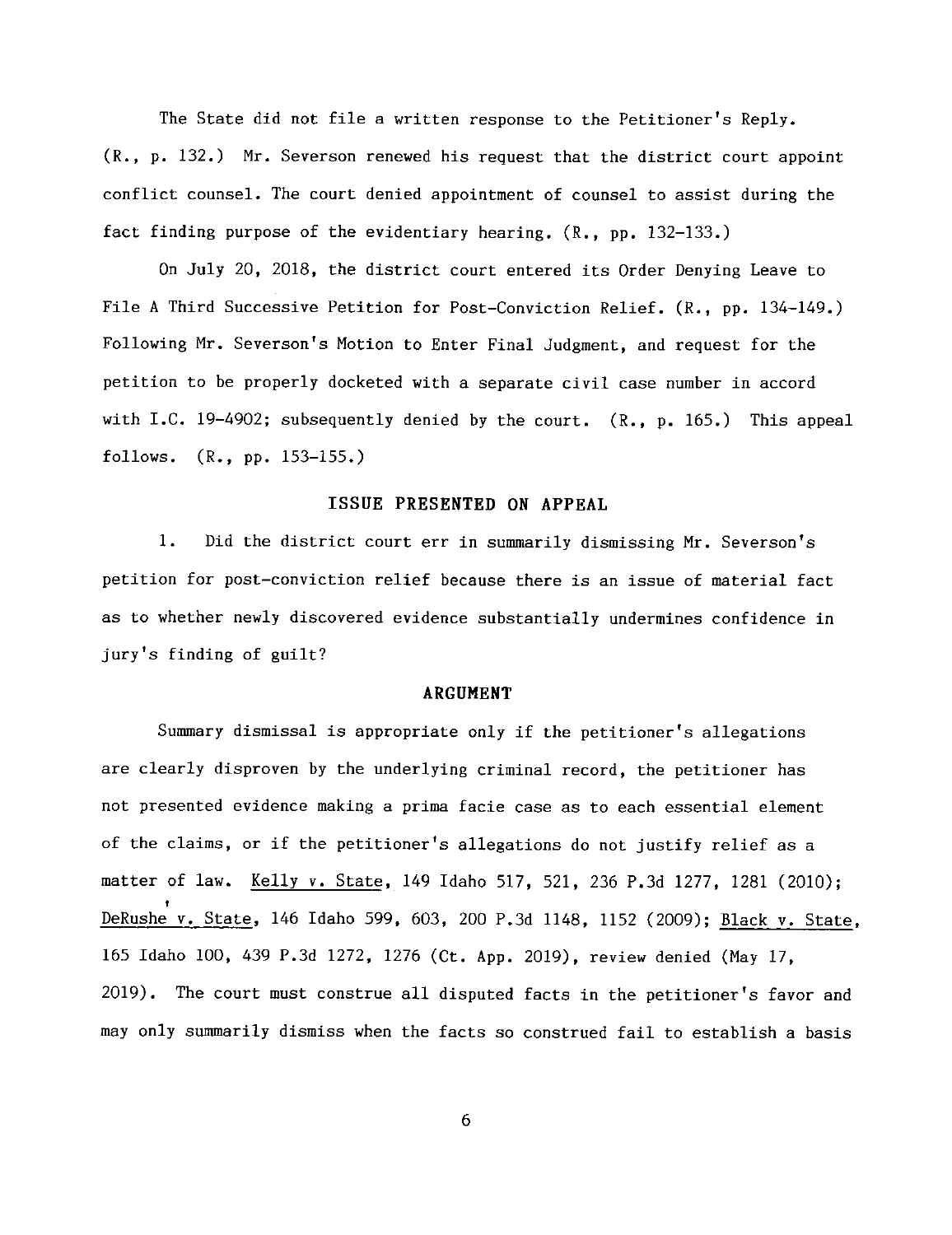The State did not file a written response to the Petitioner's Reply. (R., p. 132.) Mr. Severson renewed his request that the district court appoint conflict counsel. The court denied appointment of counsel to assist during the fact finding purpose of the evidentiary hearing. (R., pp. 132-133.)

On July 20, 2018, the district court entered its Order Denying Leave to File A Third Successive Petition for Post-Conviction Relief. (R., pp. 134-149.) Following Mr. Severson's Motion to Enter Final Judgment, and request for the petition to be properly docketed with a separate civil case number in accord with I.C. 19-4902; subsequently denied by the court. (R., p. 165.) This appeal follows. (R., pp. 153-155.)

## ISSUE PRESENTED ON APPEAL

1. Did the district court err in summarily dismissing Mr. Severson's petition for post-conviction relief because there is an issue of material fact as to whether newly discovered evidence substantially undermines confidence in jury's finding of guilt?

## ARGUMENT

Summary dismissal is appropriate only if the petitioner's allegations are clearly disproven by the underlying criminal record, the petitioner has not presented evidence making a prima facie case as to each essential element of the claims, or if the petitioner's allegations do not justify relief as a matter of law. Kelly v. State, 149 Idaho 517, 521, 236 P.3d 1277, 1281 (2010); DeRushe v. State, 146 Idaho 599, 603, 200 P.3d 1148, 1152 (2009); Black v. State, 165 Idaho 100, 439 P.3d 1272, 1276 (Ct. App. 2019), review denied (May 17, 2019). The court must construe all disputed facts in the petitioner's favor and may only summarily dismiss when the facts so construed fail to establish a basis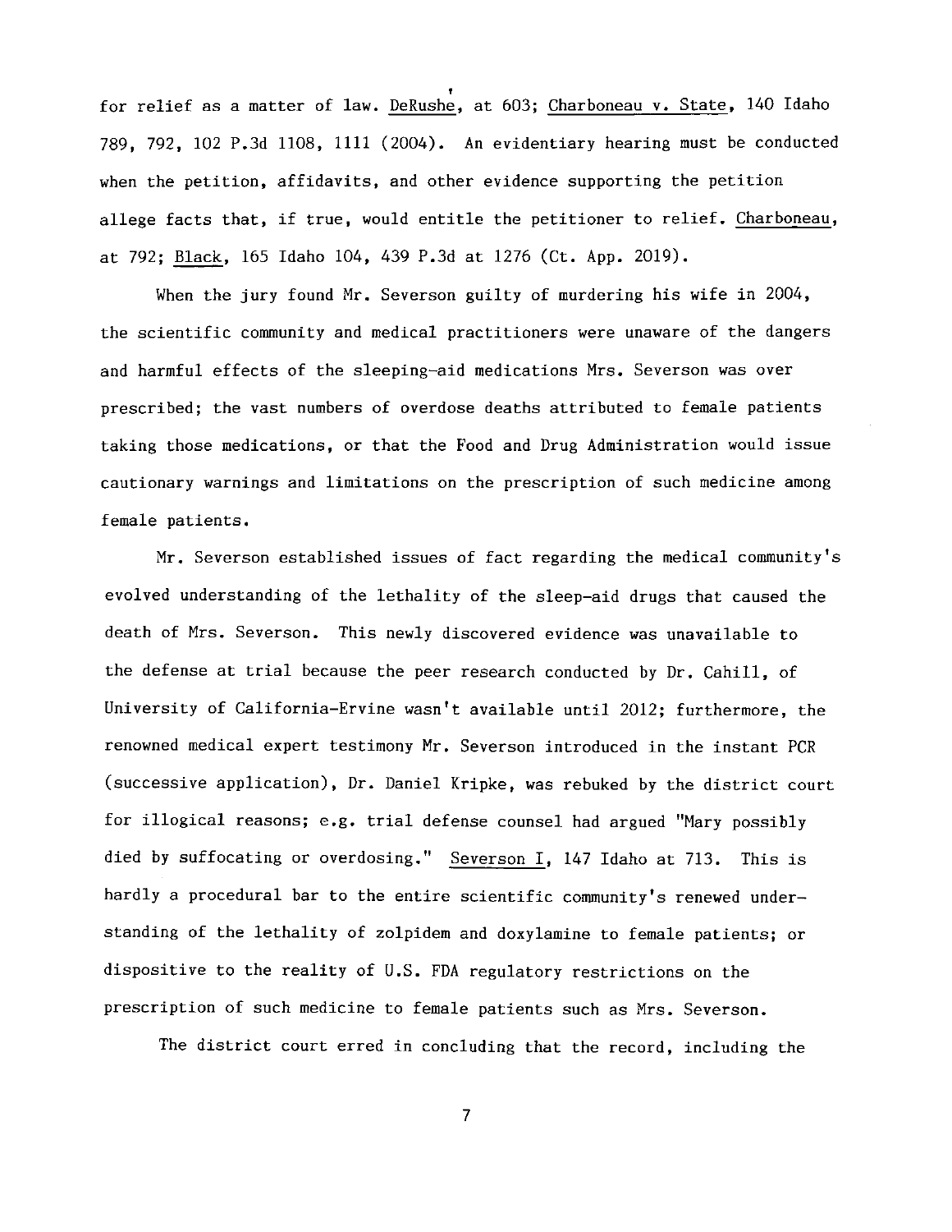for relief as a matter of law. DeRushe, at 603; Charboneau v. State, 140 Idaho 789, 792, 102 P.3d 1108, 1111 (2004). An evidentiary hearing must be conducted when the petition, affidavits, and other evidence supporting the petition allege facts that, if true, would entitle the petitioner to relief. Charboneau, at 792; Black, 165 Idaho 104, 439 P.3d at 1276 (Ct. App. 2019).

When the jury found Mr. Severson guilty of murdering his wife in 2004, the scientific community and medical practitioners were unaware of the dangers and harmful effects of the sleeping-aid medications Mrs. Severson was over prescribed; the vast numbers of overdose deaths attributed to female patients taking those medications, or that the Food and Drug Administration would issue cautionary warnings and limitations on the prescription of such medicine among female patients.

Mr. Severson established issues of fact regarding the medical community's evolved understanding of the lethality of the sleep-aid drugs that caused the death of Mrs. Severson. This newly discovered evidence was unavailable to the defense at trial because the peer research conducted by Dr. Cahill, of University of California-Ervine wasn't available until 2012; furthermore, the renowned medical expert testimony Mr. Severson introduced in the instant PCR (successive application), Dr. Daniel Kripke, was rebuked by the district court for illogical reasons; e.g. trial defense counsel had argued "Mary possibly died by suffocating or overdosing." Severson I, 147 Idaho at 713. This is hardly a procedural bar to the entire scientific community's renewed understanding of the lethality of zolpidem and doxylamine to female patients; or dispositive to the reality of U.S. FDA regulatory restrictions on the prescription of such medicine to female patients such as Mrs. Severson.

The district court erred in concluding that the record, including the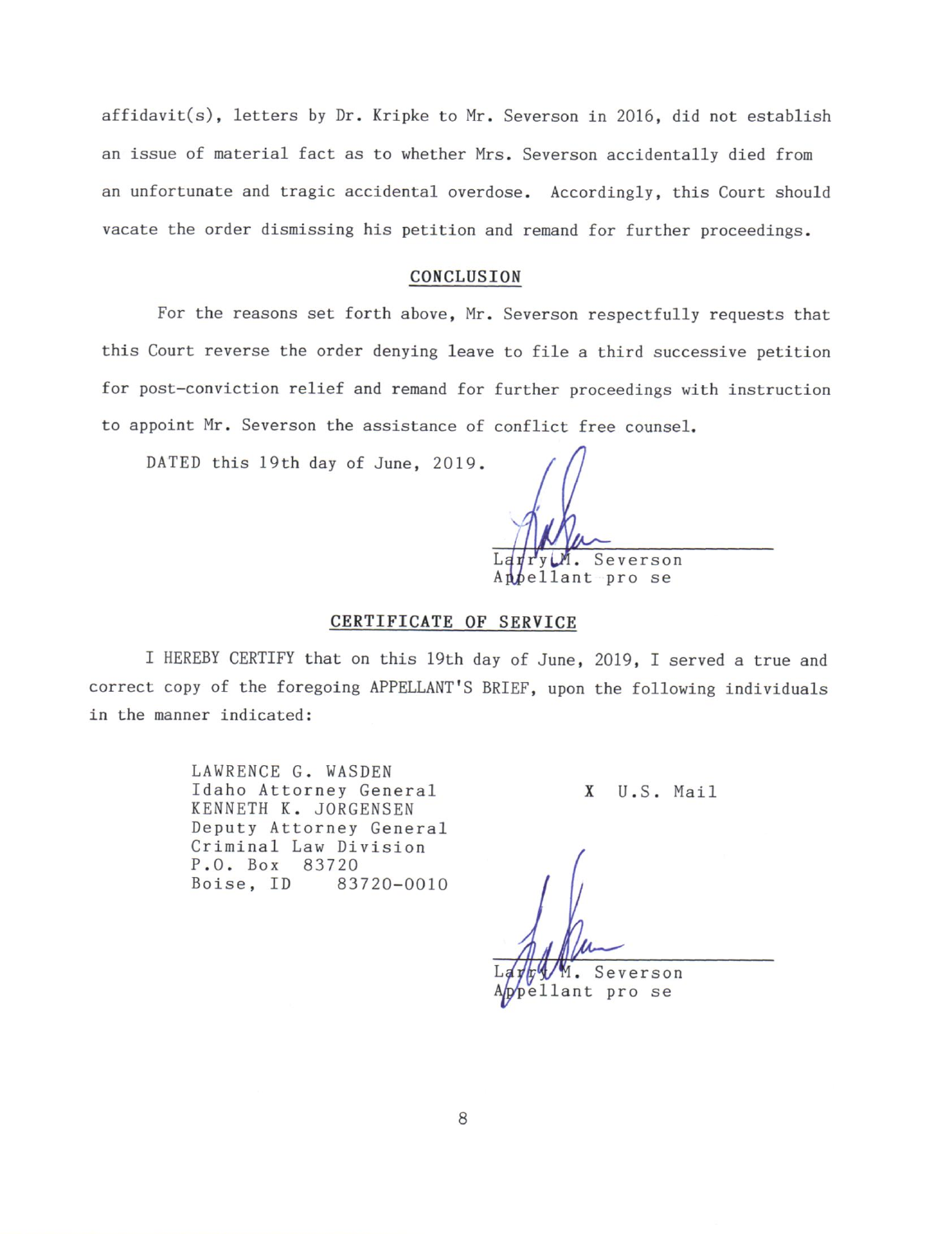affidavit(s), letters by Dr. Kripke to Mr. Severson in 2016, did not establish an issue of material fact as to whether Mrs. Severson accidentally died from an unfortunate and tragic accidental overdose. Accordingly, this Court should vacate the order dismissing his petition and remand for further proceedings.

## CONCLUSION

For the reasons set forth above, Mr. Severson respectfully requests that this Court reverse the order denying leave to file a third successive petition for post-conviction relief and remand for further proceedings with instruction to appoint Mr. Severson the assistance of conflict free counsel.

DATED this 19th day of June, 2019.

Larry M. Severson
Appellant pro se

## CERTIFICATE OF SERVICE

I HEREBY CERTIFY that on this 19th day of June, 2019, I served a true and correct copy of the foregoing APPELLANT'S BRIEF, upon the following individuals in the manner indicated:

LAWRENCE G. WASDEN
Idaho Attorney General
KENNETH K. JORGENSEN
Deputy Attorney General
Criminal Law Division
P.O. Box 83720
Boise, ID 83720-0010

X U.S. Mail

Larry M. Severson
Appellant pro se